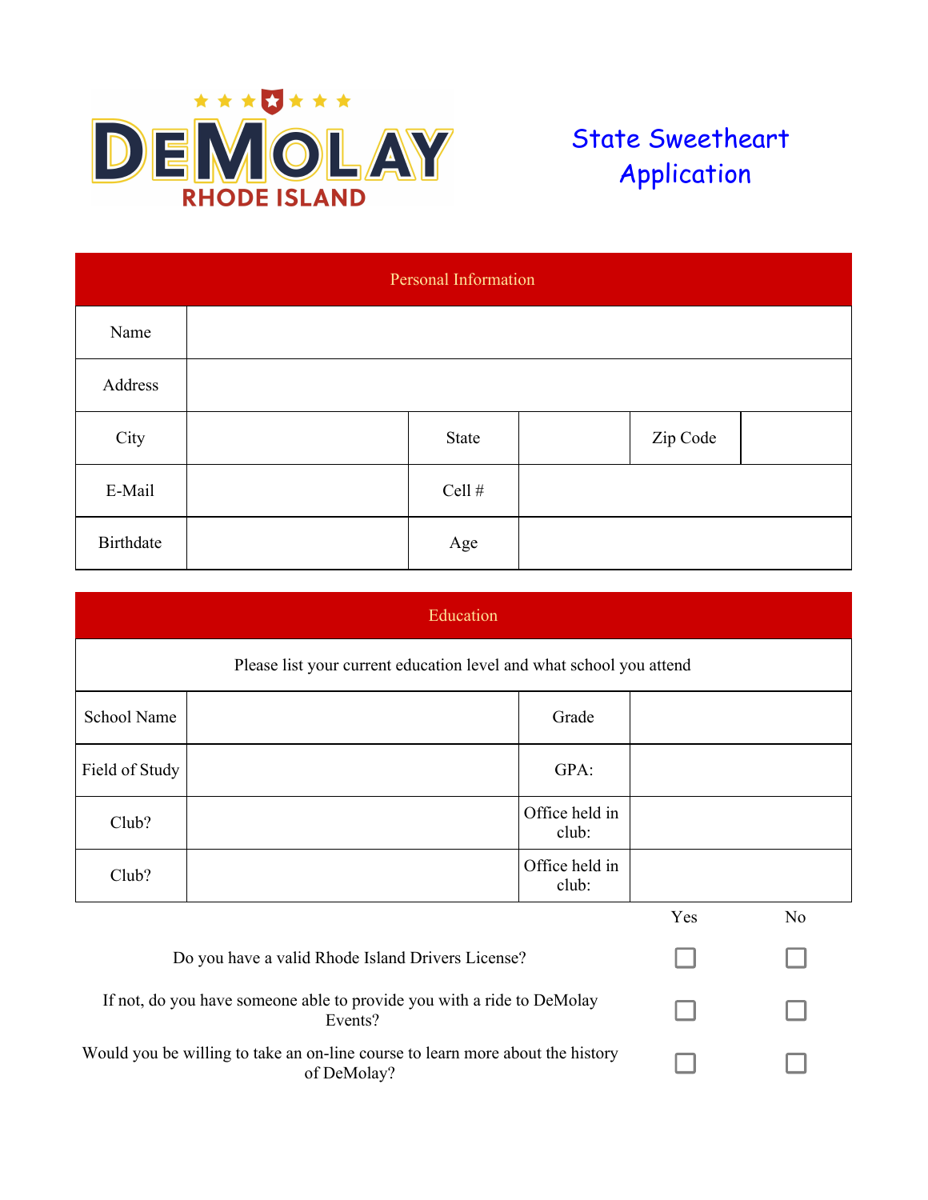DeMolay
RHODE ISLAND

# State Sweetheart Application

| Personal Information | | | | | |
|---|---|---|---|---|---|
| Name | | | | | |
| Address | | | | | |
| City | | State | | Zip Code | |
| E-Mail | | Cell # | | | |
| Birthdate | | Age | | | |

| Education | | | |
|---|---|---|---|
| Please list your current education level and what school you attend | | | |
| School Name | | Grade | |
| Field of Study | | GPA: | |
| Club? | | Office held in club: | |
| Club? | | Office held in club: | |

| | Yes | No |
|---|---|---|
| Do you have a valid Rhode Island Drivers License? | ☐ | ☐ |
| If not, do you have someone able to provide you with a ride to DeMolay Events? | ☐ | ☐ |
| Would you be willing to take an on-line course to learn more about the history of DeMolay? | ☐ | ☐ |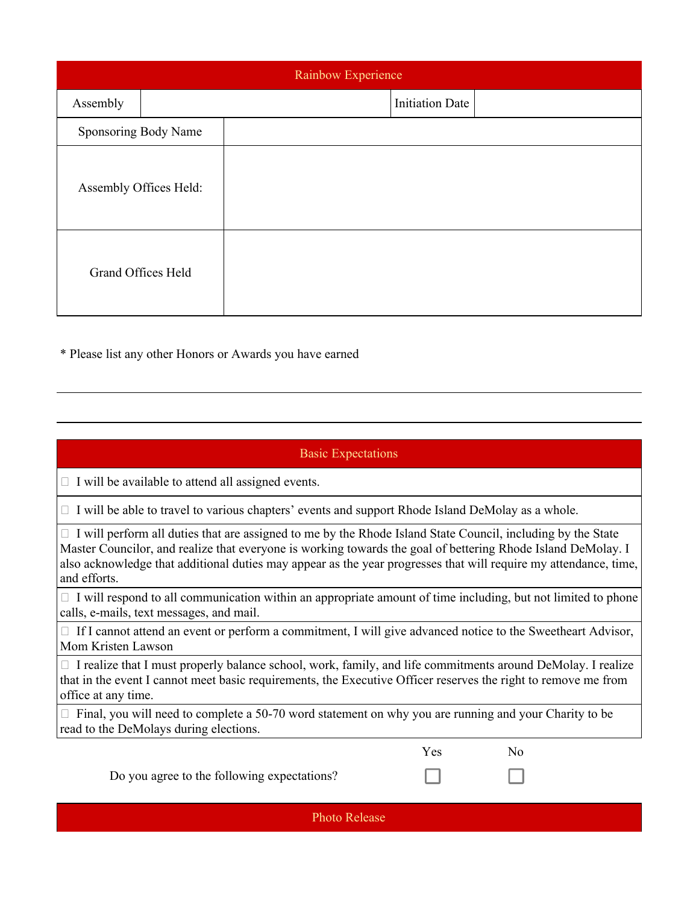## Rainbow Experience

| Assembly | | Initiation Date | |
|---|---|---|---|
| Sponsoring Body Name | | | |
| Assembly Offices Held: | | | |
| Grand Offices Held | | | |

\* Please list any other Honors or Awards you have earned

---

## Basic Expectations

- ☐ I will be available to attend all assigned events.
- ☐ I will be able to travel to various chapters' events and support Rhode Island DeMolay as a whole.
- ☐ I will perform all duties that are assigned to me by the Rhode Island State Council, including by the State Master Councilor, and realize that everyone is working towards the goal of bettering Rhode Island DeMolay. I also acknowledge that additional duties may appear as the year progresses that will require my attendance, time, and efforts.
- ☐ I will respond to all communication within an appropriate amount of time including, but not limited to phone calls, e-mails, text messages, and mail.
- ☐ If I cannot attend an event or perform a commitment, I will give advanced notice to the Sweetheart Advisor, Mom Kristen Lawson
- ☐ I realize that I must properly balance school, work, family, and life commitments around DeMolay. I realize that in the event I cannot meet basic requirements, the Executive Officer reserves the right to remove me from office at any time.
- ☐ Final, you will need to complete a 50-70 word statement on why you are running and your Charity to be read to the DeMolays during elections.

| | Yes | No |
|---|---|---|
| Do you agree to the following expectations? | ☐ | ☐ |

## Photo Release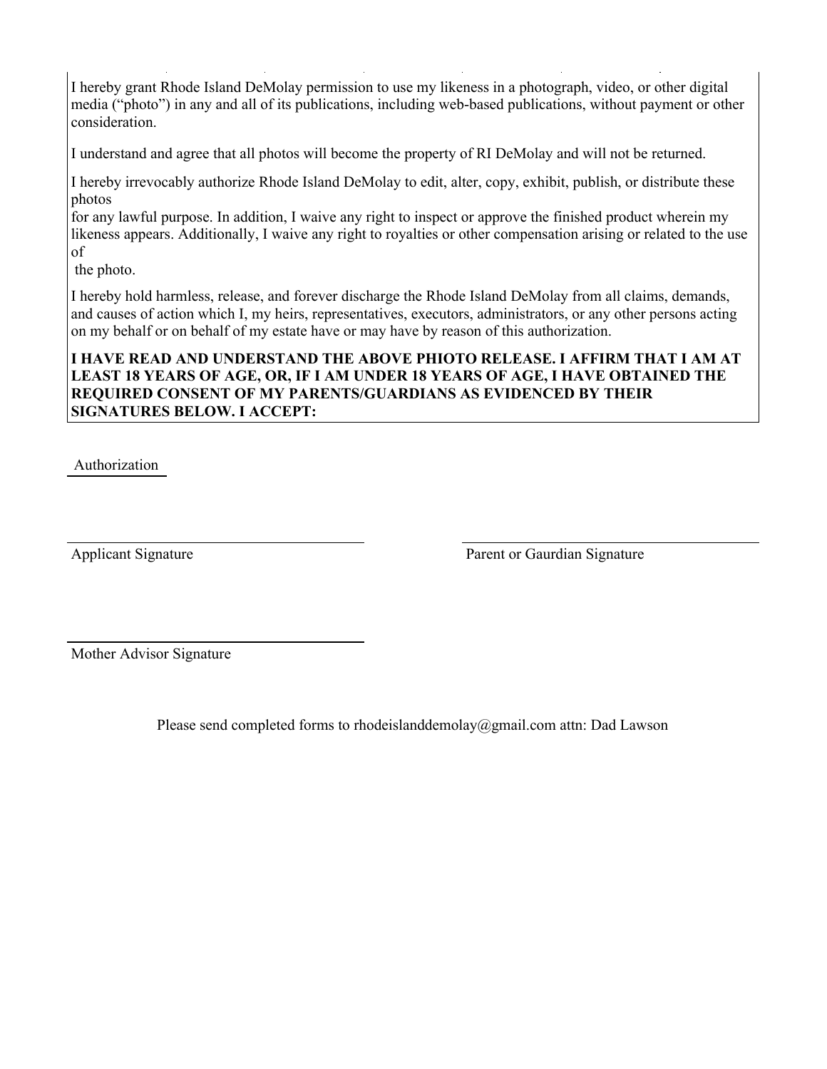I hereby grant Rhode Island DeMolay permission to use my likeness in a photograph, video, or other digital media ("photo") in any and all of its publications, including web-based publications, without payment or other consideration.

I understand and agree that all photos will become the property of RI DeMolay and will not be returned.

I hereby irrevocably authorize Rhode Island DeMolay to edit, alter, copy, exhibit, publish, or distribute these photos
for any lawful purpose. In addition, I waive any right to inspect or approve the finished product wherein my likeness appears. Additionally, I waive any right to royalties or other compensation arising or related to the use of
the photo.

I hereby hold harmless, release, and forever discharge the Rhode Island DeMolay from all claims, demands, and causes of action which I, my heirs, representatives, executors, administrators, or any other persons acting on my behalf or on behalf of my estate have or may have by reason of this authorization.

**I HAVE READ AND UNDERSTAND THE ABOVE PHIOTO RELEASE. I AFFIRM THAT I AM AT LEAST 18 YEARS OF AGE, OR, IF I AM UNDER 18 YEARS OF AGE, I HAVE OBTAINED THE REQUIRED CONSENT OF MY PARENTS/GUARDIANS AS EVIDENCED BY THEIR SIGNATURES BELOW. I ACCEPT:**

Authorization

Applicant Signature

Parent or Gaurdian Signature

Mother Advisor Signature

Please send completed forms to rhodeislanddemolay@gmail.com attn: Dad Lawson